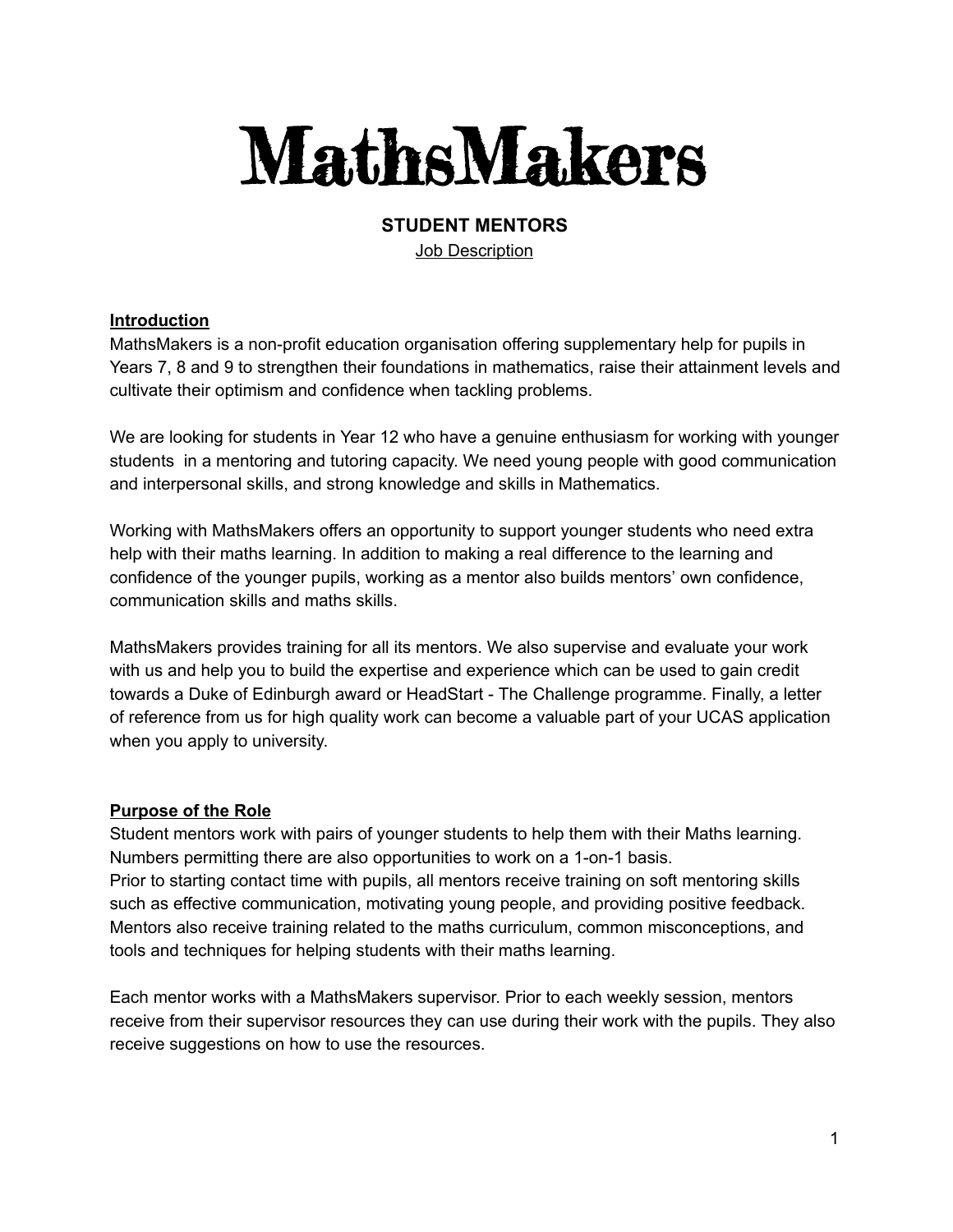# MathsMakers

## STUDENT MENTORS

Job Description

### Introduction

MathsMakers is a non-profit education organisation offering supplementary help for pupils in Years 7, 8 and 9 to strengthen their foundations in mathematics, raise their attainment levels and cultivate their optimism and confidence when tackling problems.

We are looking for students in Year 12 who have a genuine enthusiasm for working with younger students in a mentoring and tutoring capacity. We need young people with good communication and interpersonal skills, and strong knowledge and skills in Mathematics.

Working with MathsMakers offers an opportunity to support younger students who need extra help with their maths learning. In addition to making a real difference to the learning and confidence of the younger pupils, working as a mentor also builds mentors' own confidence, communication skills and maths skills.

MathsMakers provides training for all its mentors. We also supervise and evaluate your work with us and help you to build the expertise and experience which can be used to gain credit towards a Duke of Edinburgh award or HeadStart - The Challenge programme. Finally, a letter of reference from us for high quality work can become a valuable part of your UCAS application when you apply to university.

### Purpose of the Role

Student mentors work with pairs of younger students to help them with their Maths learning. Numbers permitting there are also opportunities to work on a 1-on-1 basis.
Prior to starting contact time with pupils, all mentors receive training on soft mentoring skills such as effective communication, motivating young people, and providing positive feedback. Mentors also receive training related to the maths curriculum, common misconceptions, and tools and techniques for helping students with their maths learning.

Each mentor works with a MathsMakers supervisor. Prior to each weekly session, mentors receive from their supervisor resources they can use during their work with the pupils. They also receive suggestions on how to use the resources.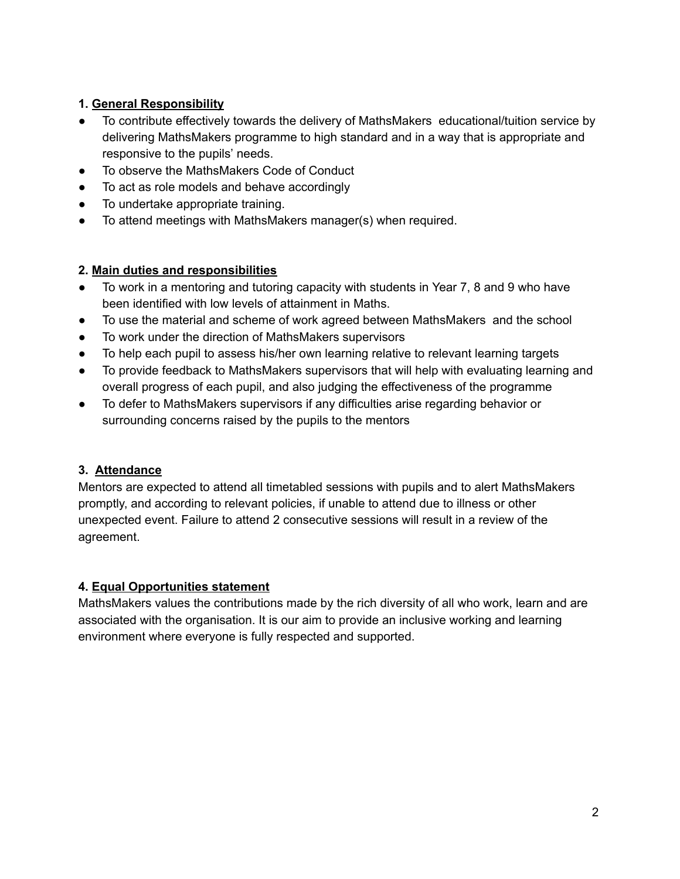**1. <u>General Responsibility</u>**

- To contribute effectively towards the delivery of MathsMakers educational/tuition service by delivering MathsMakers programme to high standard and in a way that is appropriate and responsive to the pupils' needs.
- To observe the MathsMakers Code of Conduct
- To act as role models and behave accordingly
- To undertake appropriate training.
- To attend meetings with MathsMakers manager(s) when required.

**2. <u>Main duties and responsibilities</u>**

- To work in a mentoring and tutoring capacity with students in Year 7, 8 and 9 who have been identified with low levels of attainment in Maths.
- To use the material and scheme of work agreed between MathsMakers and the school
- To work under the direction of MathsMakers supervisors
- To help each pupil to assess his/her own learning relative to relevant learning targets
- To provide feedback to MathsMakers supervisors that will help with evaluating learning and overall progress of each pupil, and also judging the effectiveness of the programme
- To defer to MathsMakers supervisors if any difficulties arise regarding behavior or surrounding concerns raised by the pupils to the mentors

**3. <u>Attendance</u>**

Mentors are expected to attend all timetabled sessions with pupils and to alert MathsMakers promptly, and according to relevant policies, if unable to attend due to illness or other unexpected event. Failure to attend 2 consecutive sessions will result in a review of the agreement.

**4. <u>Equal Opportunities statement</u>**

MathsMakers values the contributions made by the rich diversity of all who work, learn and are associated with the organisation. It is our aim to provide an inclusive working and learning environment where everyone is fully respected and supported.